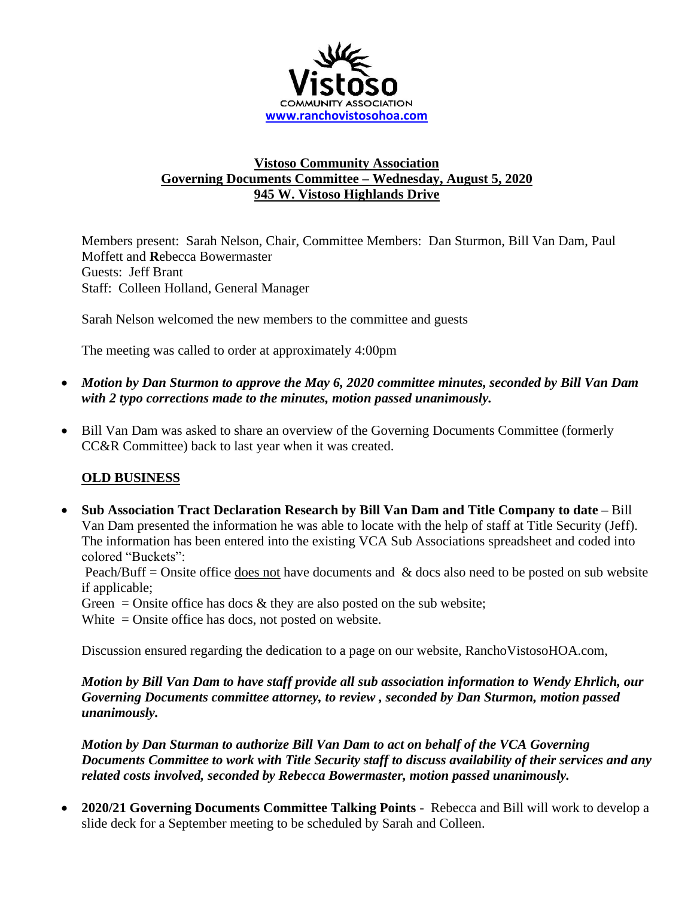Vistoso
COMMUNITY ASSOCIATION
www.ranchovistosohoa.com

# Vistoso Community Association
## Governing Documents Committee – Wednesday, August 5, 2020
## 945 W. Vistoso Highlands Drive

Members present: Sarah Nelson, Chair, Committee Members: Dan Sturmon, Bill Van Dam, Paul Moffett and **R**ebecca Bowermaster
Guests: Jeff Brant
Staff: Colleen Holland, General Manager

Sarah Nelson welcomed the new members to the committee and guests

The meeting was called to order at approximately 4:00pm

- ***Motion by Dan Sturmon to approve the May 6, 2020 committee minutes, seconded by Bill Van Dam with 2 typo corrections made to the minutes, motion passed unanimously.***
- Bill Van Dam was asked to share an overview of the Governing Documents Committee (formerly CC&R Committee) back to last year when it was created.

### OLD BUSINESS

- **Sub Association Tract Declaration Research by Bill Van Dam and Title Company to date –** Bill Van Dam presented the information he was able to locate with the help of staff at Title Security (Jeff). The information has been entered into the existing VCA Sub Associations spreadsheet and coded into colored "Buckets":

  Peach/Buff = Onsite office does not have documents and & docs also need to be posted on sub website if applicable;
  Green = Onsite office has docs & they are also posted on the sub website;
  White = Onsite office has docs, not posted on website.

  Discussion ensured regarding the dedication to a page on our website, RanchoVistosoHOA.com,

  ***Motion by Bill Van Dam to have staff provide all sub association information to Wendy Ehrlich, our Governing Documents committee attorney, to review , seconded by Dan Sturmon, motion passed unanimously.***

  ***Motion by Dan Sturman to authorize Bill Van Dam to act on behalf of the VCA Governing Documents Committee to work with Title Security staff to discuss availability of their services and any related costs involved, seconded by Rebecca Bowermaster, motion passed unanimously.***

- **2020/21 Governing Documents Committee Talking Points** - Rebecca and Bill will work to develop a slide deck for a September meeting to be scheduled by Sarah and Colleen.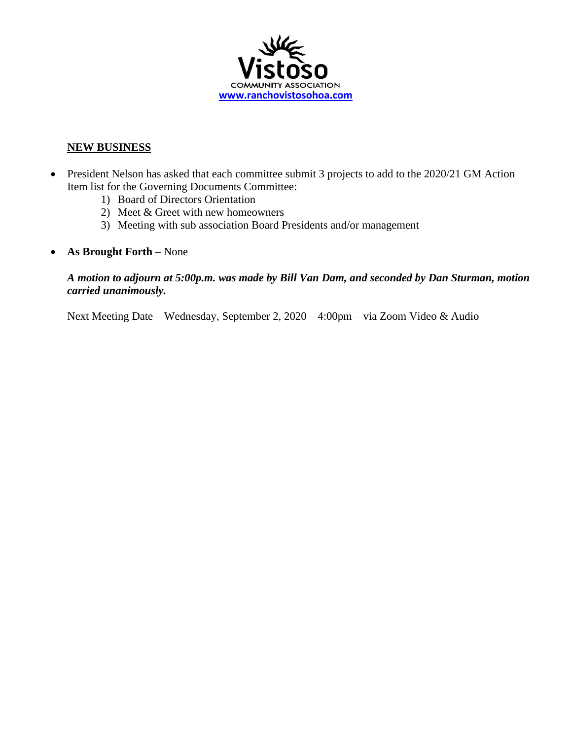Vistoso
COMMUNITY ASSOCIATION
www.ranchovistosohoa.com

**NEW BUSINESS**

- President Nelson has asked that each committee submit 3 projects to add to the 2020/21 GM Action Item list for the Governing Documents Committee:
    1) Board of Directors Orientation
    2) Meet & Greet with new homeowners
    3) Meeting with sub association Board Presidents and/or management

- **As Brought Forth** – None

***A motion to adjourn at 5:00p.m. was made by Bill Van Dam, and seconded by Dan Sturman, motion carried unanimously.***

Next Meeting Date – Wednesday, September 2, 2020 – 4:00pm – via Zoom Video & Audio